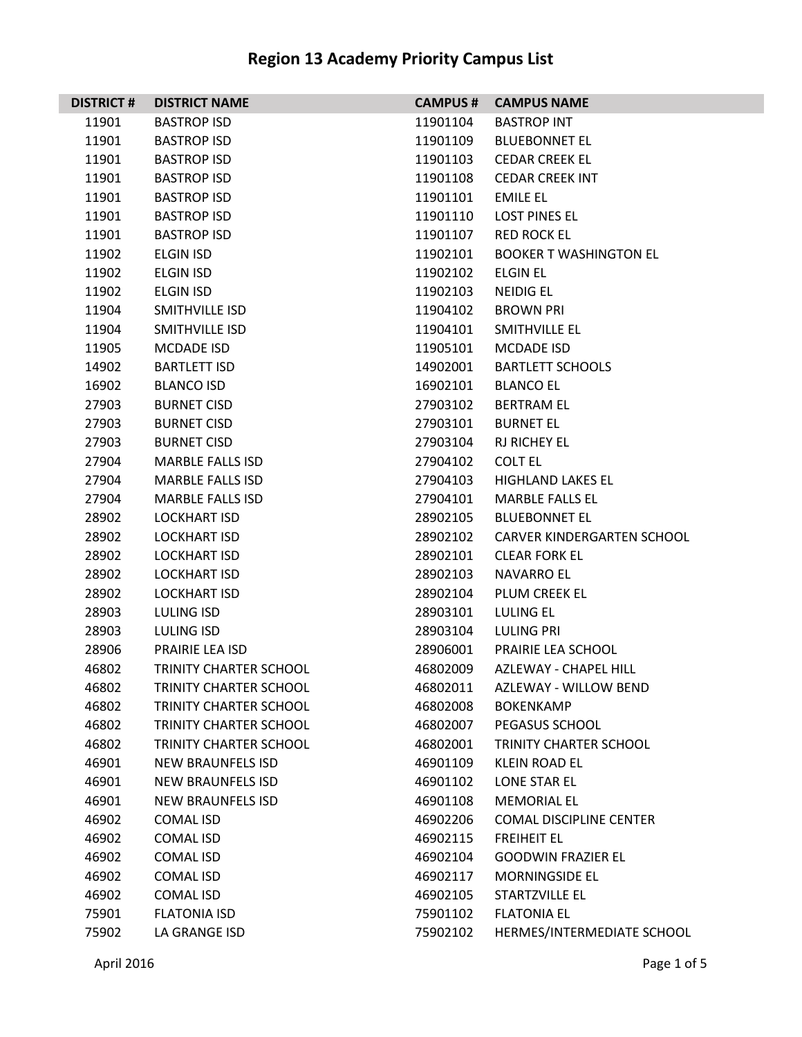# Region 13 Academy Priority Campus List

| DISTRICT # | DISTRICT NAME | CAMPUS # | CAMPUS NAME |
|---|---|---|---|
| 11901 | BASTROP ISD | 11901104 | BASTROP INT |
| 11901 | BASTROP ISD | 11901109 | BLUEBONNET EL |
| 11901 | BASTROP ISD | 11901103 | CEDAR CREEK EL |
| 11901 | BASTROP ISD | 11901108 | CEDAR CREEK INT |
| 11901 | BASTROP ISD | 11901101 | EMILE EL |
| 11901 | BASTROP ISD | 11901110 | LOST PINES EL |
| 11901 | BASTROP ISD | 11901107 | RED ROCK EL |
| 11902 | ELGIN ISD | 11902101 | BOOKER T WASHINGTON EL |
| 11902 | ELGIN ISD | 11902102 | ELGIN EL |
| 11902 | ELGIN ISD | 11902103 | NEIDIG EL |
| 11904 | SMITHVILLE ISD | 11904102 | BROWN PRI |
| 11904 | SMITHVILLE ISD | 11904101 | SMITHVILLE EL |
| 11905 | MCDADE ISD | 11905101 | MCDADE ISD |
| 14902 | BARTLETT ISD | 14902001 | BARTLETT SCHOOLS |
| 16902 | BLANCO ISD | 16902101 | BLANCO EL |
| 27903 | BURNET CISD | 27903102 | BERTRAM EL |
| 27903 | BURNET CISD | 27903101 | BURNET EL |
| 27903 | BURNET CISD | 27903104 | RJ RICHEY EL |
| 27904 | MARBLE FALLS ISD | 27904102 | COLT EL |
| 27904 | MARBLE FALLS ISD | 27904103 | HIGHLAND LAKES EL |
| 27904 | MARBLE FALLS ISD | 27904101 | MARBLE FALLS EL |
| 28902 | LOCKHART ISD | 28902105 | BLUEBONNET EL |
| 28902 | LOCKHART ISD | 28902102 | CARVER KINDERGARTEN SCHOOL |
| 28902 | LOCKHART ISD | 28902101 | CLEAR FORK EL |
| 28902 | LOCKHART ISD | 28902103 | NAVARRO EL |
| 28902 | LOCKHART ISD | 28902104 | PLUM CREEK EL |
| 28903 | LULING ISD | 28903101 | LULING EL |
| 28903 | LULING ISD | 28903104 | LULING PRI |
| 28906 | PRAIRIE LEA ISD | 28906001 | PRAIRIE LEA SCHOOL |
| 46802 | TRINITY CHARTER SCHOOL | 46802009 | AZLEWAY - CHAPEL HILL |
| 46802 | TRINITY CHARTER SCHOOL | 46802011 | AZLEWAY - WILLOW BEND |
| 46802 | TRINITY CHARTER SCHOOL | 46802008 | BOKENKAMP |
| 46802 | TRINITY CHARTER SCHOOL | 46802007 | PEGASUS SCHOOL |
| 46802 | TRINITY CHARTER SCHOOL | 46802001 | TRINITY CHARTER SCHOOL |
| 46901 | NEW BRAUNFELS ISD | 46901109 | KLEIN ROAD EL |
| 46901 | NEW BRAUNFELS ISD | 46901102 | LONE STAR EL |
| 46901 | NEW BRAUNFELS ISD | 46901108 | MEMORIAL EL |
| 46902 | COMAL ISD | 46902206 | COMAL DISCIPLINE CENTER |
| 46902 | COMAL ISD | 46902115 | FREIHEIT EL |
| 46902 | COMAL ISD | 46902104 | GOODWIN FRAZIER EL |
| 46902 | COMAL ISD | 46902117 | MORNINGSIDE EL |
| 46902 | COMAL ISD | 46902105 | STARTZVILLE EL |
| 75901 | FLATONIA ISD | 75901102 | FLATONIA EL |
| 75902 | LA GRANGE ISD | 75902102 | HERMES/INTERMEDIATE SCHOOL |

April 2016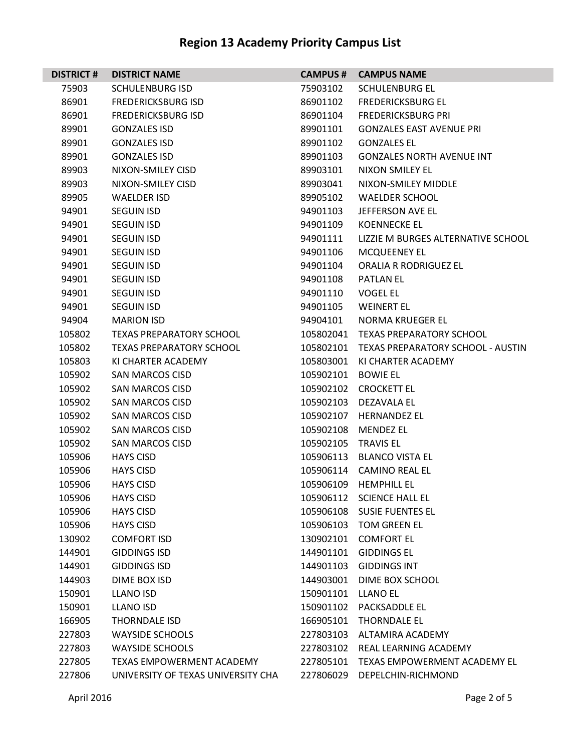# Region 13 Academy Priority Campus List

| DISTRICT # | DISTRICT NAME | CAMPUS # | CAMPUS NAME |
|---|---|---|---|
| 75903 | SCHULENBURG ISD | 75903102 | SCHULENBURG EL |
| 86901 | FREDERICKSBURG ISD | 86901102 | FREDERICKSBURG EL |
| 86901 | FREDERICKSBURG ISD | 86901104 | FREDERICKSBURG PRI |
| 89901 | GONZALES ISD | 89901101 | GONZALES EAST AVENUE PRI |
| 89901 | GONZALES ISD | 89901102 | GONZALES EL |
| 89901 | GONZALES ISD | 89901103 | GONZALES NORTH AVENUE INT |
| 89903 | NIXON-SMILEY CISD | 89903101 | NIXON SMILEY EL |
| 89903 | NIXON-SMILEY CISD | 89903041 | NIXON-SMILEY MIDDLE |
| 89905 | WAELDER ISD | 89905102 | WAELDER SCHOOL |
| 94901 | SEGUIN ISD | 94901103 | JEFFERSON AVE EL |
| 94901 | SEGUIN ISD | 94901109 | KOENNECKE EL |
| 94901 | SEGUIN ISD | 94901111 | LIZZIE M BURGES ALTERNATIVE SCHOOL |
| 94901 | SEGUIN ISD | 94901106 | MCQUEENEY EL |
| 94901 | SEGUIN ISD | 94901104 | ORALIA R RODRIGUEZ EL |
| 94901 | SEGUIN ISD | 94901108 | PATLAN EL |
| 94901 | SEGUIN ISD | 94901110 | VOGEL EL |
| 94901 | SEGUIN ISD | 94901105 | WEINERT EL |
| 94904 | MARION ISD | 94904101 | NORMA KRUEGER EL |
| 105802 | TEXAS PREPARATORY SCHOOL | 105802041 | TEXAS PREPARATORY SCHOOL |
| 105802 | TEXAS PREPARATORY SCHOOL | 105802101 | TEXAS PREPARATORY SCHOOL - AUSTIN |
| 105803 | KI CHARTER ACADEMY | 105803001 | KI CHARTER ACADEMY |
| 105902 | SAN MARCOS CISD | 105902101 | BOWIE EL |
| 105902 | SAN MARCOS CISD | 105902102 | CROCKETT EL |
| 105902 | SAN MARCOS CISD | 105902103 | DEZAVALA EL |
| 105902 | SAN MARCOS CISD | 105902107 | HERNANDEZ EL |
| 105902 | SAN MARCOS CISD | 105902108 | MENDEZ EL |
| 105902 | SAN MARCOS CISD | 105902105 | TRAVIS EL |
| 105906 | HAYS CISD | 105906113 | BLANCO VISTA EL |
| 105906 | HAYS CISD | 105906114 | CAMINO REAL EL |
| 105906 | HAYS CISD | 105906109 | HEMPHILL EL |
| 105906 | HAYS CISD | 105906112 | SCIENCE HALL EL |
| 105906 | HAYS CISD | 105906108 | SUSIE FUENTES EL |
| 105906 | HAYS CISD | 105906103 | TOM GREEN EL |
| 130902 | COMFORT ISD | 130902101 | COMFORT EL |
| 144901 | GIDDINGS ISD | 144901101 | GIDDINGS EL |
| 144901 | GIDDINGS ISD | 144901103 | GIDDINGS INT |
| 144903 | DIME BOX ISD | 144903001 | DIME BOX SCHOOL |
| 150901 | LLANO ISD | 150901101 | LLANO EL |
| 150901 | LLANO ISD | 150901102 | PACKSADDLE EL |
| 166905 | THORNDALE ISD | 166905101 | THORNDALE EL |
| 227803 | WAYSIDE SCHOOLS | 227803103 | ALTAMIRA ACADEMY |
| 227803 | WAYSIDE SCHOOLS | 227803102 | REAL LEARNING ACADEMY |
| 227805 | TEXAS EMPOWERMENT ACADEMY | 227805101 | TEXAS EMPOWERMENT ACADEMY EL |
| 227806 | UNIVERSITY OF TEXAS UNIVERSITY CHA | 227806029 | DEPELCHIN-RICHMOND |

April 2016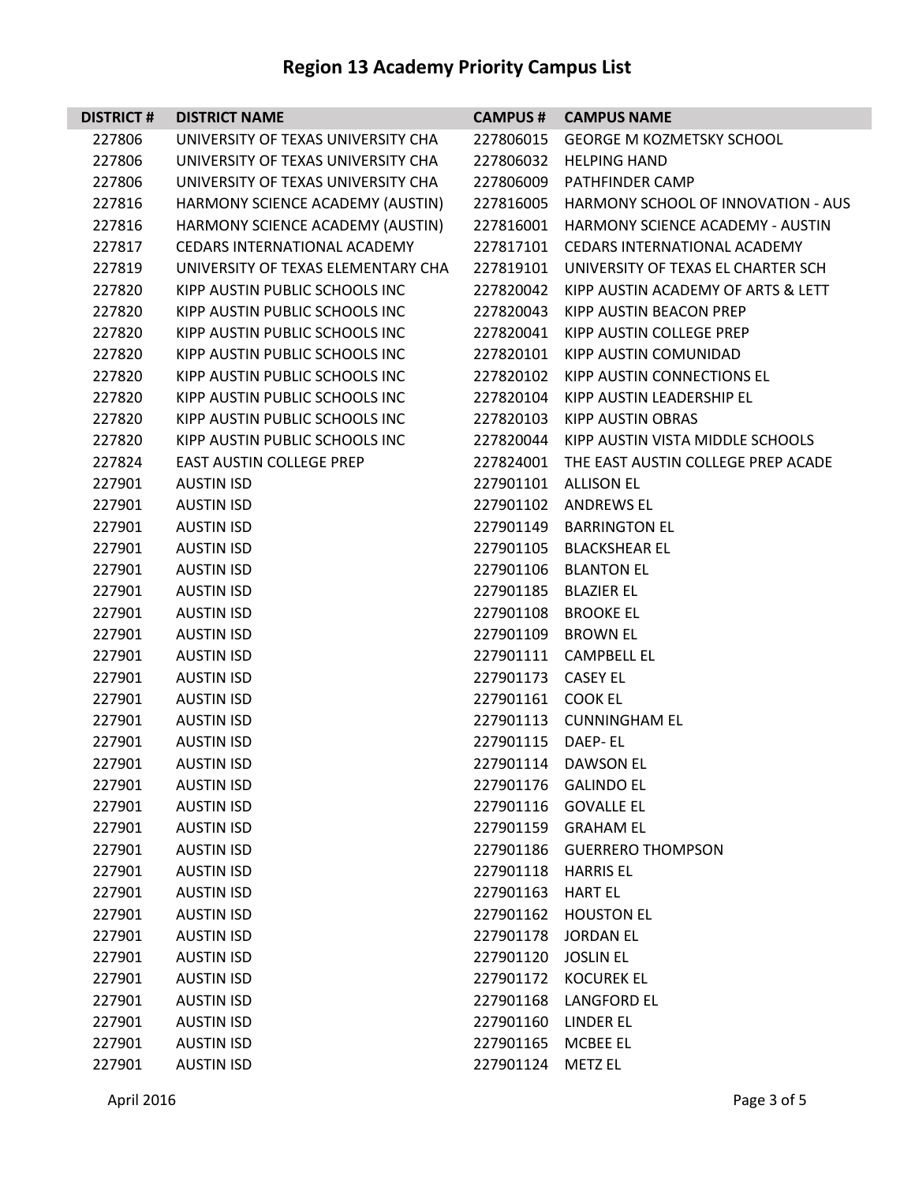# Region 13 Academy Priority Campus List

| DISTRICT # | DISTRICT NAME | CAMPUS # | CAMPUS NAME |
|---|---|---|---|
| 227806 | UNIVERSITY OF TEXAS UNIVERSITY CHA | 227806015 | GEORGE M KOZMETSKY SCHOOL |
| 227806 | UNIVERSITY OF TEXAS UNIVERSITY CHA | 227806032 | HELPING HAND |
| 227806 | UNIVERSITY OF TEXAS UNIVERSITY CHA | 227806009 | PATHFINDER CAMP |
| 227816 | HARMONY SCIENCE ACADEMY (AUSTIN) | 227816005 | HARMONY SCHOOL OF INNOVATION - AUS |
| 227816 | HARMONY SCIENCE ACADEMY (AUSTIN) | 227816001 | HARMONY SCIENCE ACADEMY - AUSTIN |
| 227817 | CEDARS INTERNATIONAL ACADEMY | 227817101 | CEDARS INTERNATIONAL ACADEMY |
| 227819 | UNIVERSITY OF TEXAS ELEMENTARY CHA | 227819101 | UNIVERSITY OF TEXAS EL CHARTER SCH |
| 227820 | KIPP AUSTIN PUBLIC SCHOOLS INC | 227820042 | KIPP AUSTIN ACADEMY OF ARTS & LETT |
| 227820 | KIPP AUSTIN PUBLIC SCHOOLS INC | 227820043 | KIPP AUSTIN BEACON PREP |
| 227820 | KIPP AUSTIN PUBLIC SCHOOLS INC | 227820041 | KIPP AUSTIN COLLEGE PREP |
| 227820 | KIPP AUSTIN PUBLIC SCHOOLS INC | 227820101 | KIPP AUSTIN COMUNIDAD |
| 227820 | KIPP AUSTIN PUBLIC SCHOOLS INC | 227820102 | KIPP AUSTIN CONNECTIONS EL |
| 227820 | KIPP AUSTIN PUBLIC SCHOOLS INC | 227820104 | KIPP AUSTIN LEADERSHIP EL |
| 227820 | KIPP AUSTIN PUBLIC SCHOOLS INC | 227820103 | KIPP AUSTIN OBRAS |
| 227820 | KIPP AUSTIN PUBLIC SCHOOLS INC | 227820044 | KIPP AUSTIN VISTA MIDDLE SCHOOLS |
| 227824 | EAST AUSTIN COLLEGE PREP | 227824001 | THE EAST AUSTIN COLLEGE PREP ACADE |
| 227901 | AUSTIN ISD | 227901101 | ALLISON EL |
| 227901 | AUSTIN ISD | 227901102 | ANDREWS EL |
| 227901 | AUSTIN ISD | 227901149 | BARRINGTON EL |
| 227901 | AUSTIN ISD | 227901105 | BLACKSHEAR EL |
| 227901 | AUSTIN ISD | 227901106 | BLANTON EL |
| 227901 | AUSTIN ISD | 227901185 | BLAZIER EL |
| 227901 | AUSTIN ISD | 227901108 | BROOKE EL |
| 227901 | AUSTIN ISD | 227901109 | BROWN EL |
| 227901 | AUSTIN ISD | 227901111 | CAMPBELL EL |
| 227901 | AUSTIN ISD | 227901173 | CASEY EL |
| 227901 | AUSTIN ISD | 227901161 | COOK EL |
| 227901 | AUSTIN ISD | 227901113 | CUNNINGHAM EL |
| 227901 | AUSTIN ISD | 227901115 | DAEP- EL |
| 227901 | AUSTIN ISD | 227901114 | DAWSON EL |
| 227901 | AUSTIN ISD | 227901176 | GALINDO EL |
| 227901 | AUSTIN ISD | 227901116 | GOVALLE EL |
| 227901 | AUSTIN ISD | 227901159 | GRAHAM EL |
| 227901 | AUSTIN ISD | 227901186 | GUERRERO THOMPSON |
| 227901 | AUSTIN ISD | 227901118 | HARRIS EL |
| 227901 | AUSTIN ISD | 227901163 | HART EL |
| 227901 | AUSTIN ISD | 227901162 | HOUSTON EL |
| 227901 | AUSTIN ISD | 227901178 | JORDAN EL |
| 227901 | AUSTIN ISD | 227901120 | JOSLIN EL |
| 227901 | AUSTIN ISD | 227901172 | KOCUREK EL |
| 227901 | AUSTIN ISD | 227901168 | LANGFORD EL |
| 227901 | AUSTIN ISD | 227901160 | LINDER EL |
| 227901 | AUSTIN ISD | 227901165 | MCBEE EL |
| 227901 | AUSTIN ISD | 227901124 | METZ EL |

April 2016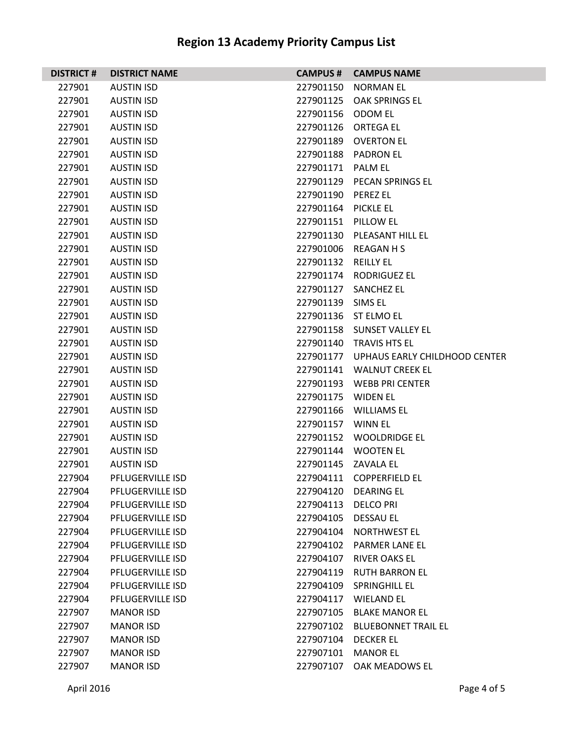# Region 13 Academy Priority Campus List

| DISTRICT # | DISTRICT NAME | CAMPUS # | CAMPUS NAME |
|---|---|---|---|
| 227901 | AUSTIN ISD | 227901150 | NORMAN EL |
| 227901 | AUSTIN ISD | 227901125 | OAK SPRINGS EL |
| 227901 | AUSTIN ISD | 227901156 | ODOM EL |
| 227901 | AUSTIN ISD | 227901126 | ORTEGA EL |
| 227901 | AUSTIN ISD | 227901189 | OVERTON EL |
| 227901 | AUSTIN ISD | 227901188 | PADRON EL |
| 227901 | AUSTIN ISD | 227901171 | PALM EL |
| 227901 | AUSTIN ISD | 227901129 | PECAN SPRINGS EL |
| 227901 | AUSTIN ISD | 227901190 | PEREZ EL |
| 227901 | AUSTIN ISD | 227901164 | PICKLE EL |
| 227901 | AUSTIN ISD | 227901151 | PILLOW EL |
| 227901 | AUSTIN ISD | 227901130 | PLEASANT HILL EL |
| 227901 | AUSTIN ISD | 227901006 | REAGAN H S |
| 227901 | AUSTIN ISD | 227901132 | REILLY EL |
| 227901 | AUSTIN ISD | 227901174 | RODRIGUEZ EL |
| 227901 | AUSTIN ISD | 227901127 | SANCHEZ EL |
| 227901 | AUSTIN ISD | 227901139 | SIMS EL |
| 227901 | AUSTIN ISD | 227901136 | ST ELMO EL |
| 227901 | AUSTIN ISD | 227901158 | SUNSET VALLEY EL |
| 227901 | AUSTIN ISD | 227901140 | TRAVIS HTS EL |
| 227901 | AUSTIN ISD | 227901177 | UPHAUS EARLY CHILDHOOD CENTER |
| 227901 | AUSTIN ISD | 227901141 | WALNUT CREEK EL |
| 227901 | AUSTIN ISD | 227901193 | WEBB PRI CENTER |
| 227901 | AUSTIN ISD | 227901175 | WIDEN EL |
| 227901 | AUSTIN ISD | 227901166 | WILLIAMS EL |
| 227901 | AUSTIN ISD | 227901157 | WINN EL |
| 227901 | AUSTIN ISD | 227901152 | WOOLDRIDGE EL |
| 227901 | AUSTIN ISD | 227901144 | WOOTEN EL |
| 227901 | AUSTIN ISD | 227901145 | ZAVALA EL |
| 227904 | PFLUGERVILLE ISD | 227904111 | COPPERFIELD EL |
| 227904 | PFLUGERVILLE ISD | 227904120 | DEARING EL |
| 227904 | PFLUGERVILLE ISD | 227904113 | DELCO PRI |
| 227904 | PFLUGERVILLE ISD | 227904105 | DESSAU EL |
| 227904 | PFLUGERVILLE ISD | 227904104 | NORTHWEST EL |
| 227904 | PFLUGERVILLE ISD | 227904102 | PARMER LANE EL |
| 227904 | PFLUGERVILLE ISD | 227904107 | RIVER OAKS EL |
| 227904 | PFLUGERVILLE ISD | 227904119 | RUTH BARRON EL |
| 227904 | PFLUGERVILLE ISD | 227904109 | SPRINGHILL EL |
| 227904 | PFLUGERVILLE ISD | 227904117 | WIELAND EL |
| 227907 | MANOR ISD | 227907105 | BLAKE MANOR EL |
| 227907 | MANOR ISD | 227907102 | BLUEBONNET TRAIL EL |
| 227907 | MANOR ISD | 227907104 | DECKER EL |
| 227907 | MANOR ISD | 227907101 | MANOR EL |
| 227907 | MANOR ISD | 227907107 | OAK MEADOWS EL |

April 2016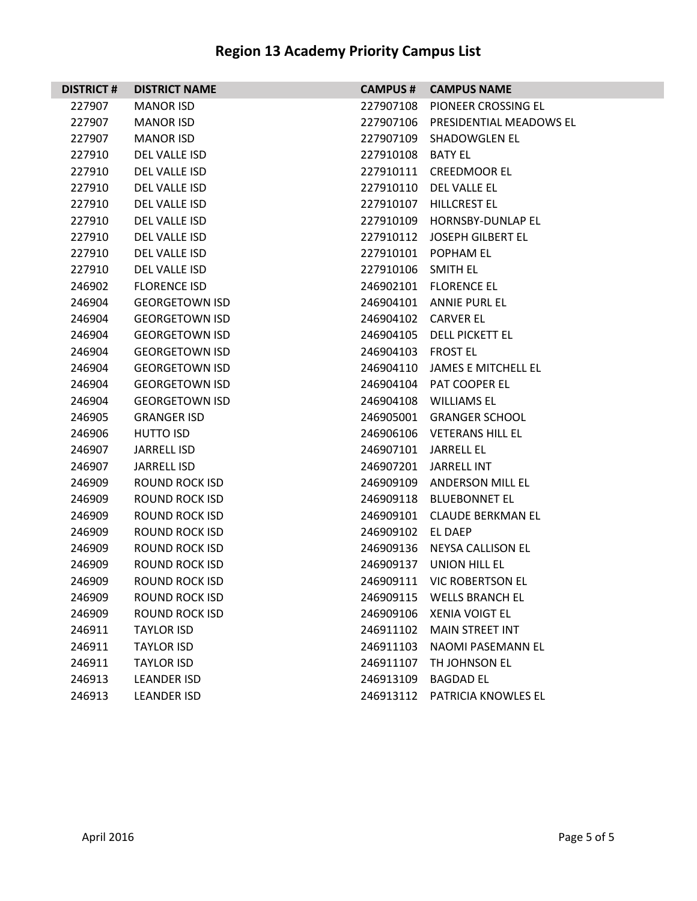# Region 13 Academy Priority Campus List

| DISTRICT # | DISTRICT NAME | CAMPUS # | CAMPUS NAME |
|---|---|---|---|
| 227907 | MANOR ISD | 227907108 | PIONEER CROSSING EL |
| 227907 | MANOR ISD | 227907106 | PRESIDENTIAL MEADOWS EL |
| 227907 | MANOR ISD | 227907109 | SHADOWGLEN EL |
| 227910 | DEL VALLE ISD | 227910108 | BATY EL |
| 227910 | DEL VALLE ISD | 227910111 | CREEDMOOR EL |
| 227910 | DEL VALLE ISD | 227910110 | DEL VALLE EL |
| 227910 | DEL VALLE ISD | 227910107 | HILLCREST EL |
| 227910 | DEL VALLE ISD | 227910109 | HORNSBY-DUNLAP EL |
| 227910 | DEL VALLE ISD | 227910112 | JOSEPH GILBERT EL |
| 227910 | DEL VALLE ISD | 227910101 | POPHAM EL |
| 227910 | DEL VALLE ISD | 227910106 | SMITH EL |
| 246902 | FLORENCE ISD | 246902101 | FLORENCE EL |
| 246904 | GEORGETOWN ISD | 246904101 | ANNIE PURL EL |
| 246904 | GEORGETOWN ISD | 246904102 | CARVER EL |
| 246904 | GEORGETOWN ISD | 246904105 | DELL PICKETT EL |
| 246904 | GEORGETOWN ISD | 246904103 | FROST EL |
| 246904 | GEORGETOWN ISD | 246904110 | JAMES E MITCHELL EL |
| 246904 | GEORGETOWN ISD | 246904104 | PAT COOPER EL |
| 246904 | GEORGETOWN ISD | 246904108 | WILLIAMS EL |
| 246905 | GRANGER ISD | 246905001 | GRANGER SCHOOL |
| 246906 | HUTTO ISD | 246906106 | VETERANS HILL EL |
| 246907 | JARRELL ISD | 246907101 | JARRELL EL |
| 246907 | JARRELL ISD | 246907201 | JARRELL INT |
| 246909 | ROUND ROCK ISD | 246909109 | ANDERSON MILL EL |
| 246909 | ROUND ROCK ISD | 246909118 | BLUEBONNET EL |
| 246909 | ROUND ROCK ISD | 246909101 | CLAUDE BERKMAN EL |
| 246909 | ROUND ROCK ISD | 246909102 | EL DAEP |
| 246909 | ROUND ROCK ISD | 246909136 | NEYSA CALLISON EL |
| 246909 | ROUND ROCK ISD | 246909137 | UNION HILL EL |
| 246909 | ROUND ROCK ISD | 246909111 | VIC ROBERTSON EL |
| 246909 | ROUND ROCK ISD | 246909115 | WELLS BRANCH EL |
| 246909 | ROUND ROCK ISD | 246909106 | XENIA VOIGT EL |
| 246911 | TAYLOR ISD | 246911102 | MAIN STREET INT |
| 246911 | TAYLOR ISD | 246911103 | NAOMI PASEMANN EL |
| 246911 | TAYLOR ISD | 246911107 | TH JOHNSON EL |
| 246913 | LEANDER ISD | 246913109 | BAGDAD EL |
| 246913 | LEANDER ISD | 246913112 | PATRICIA KNOWLES EL |

April 2016